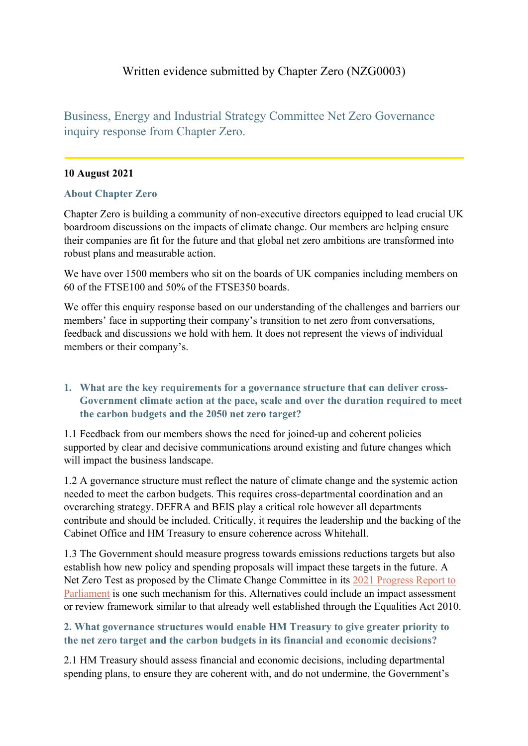Written evidence submitted by Chapter Zero (NZG0003)

## Business, Energy and Industrial Strategy Committee Net Zero Governance inquiry response from Chapter Zero.

**10 August 2021**

### About Chapter Zero

Chapter Zero is building a community of non-executive directors equipped to lead crucial UK boardroom discussions on the impacts of climate change. Our members are helping ensure their companies are fit for the future and that global net zero ambitions are transformed into robust plans and measurable action.

We have over 1500 members who sit on the boards of UK companies including members on 60 of the FTSE100 and 50% of the FTSE350 boards.

We offer this enquiry response based on our understanding of the challenges and barriers our members' face in supporting their company's transition to net zero from conversations, feedback and discussions we hold with hem. It does not represent the views of individual members or their company's.

### 1. What are the key requirements for a governance structure that can deliver cross-Government climate action at the pace, scale and over the duration required to meet the carbon budgets and the 2050 net zero target?

1.1 Feedback from our members shows the need for joined-up and coherent policies supported by clear and decisive communications around existing and future changes which will impact the business landscape.

1.2 A governance structure must reflect the nature of climate change and the systemic action needed to meet the carbon budgets. This requires cross-departmental coordination and an overarching strategy. DEFRA and BEIS play a critical role however all departments contribute and should be included. Critically, it requires the leadership and the backing of the Cabinet Office and HM Treasury to ensure coherence across Whitehall.

1.3 The Government should measure progress towards emissions reductions targets but also establish how new policy and spending proposals will impact these targets in the future. A Net Zero Test as proposed by the Climate Change Committee in its 2021 Progress Report to Parliament is one such mechanism for this. Alternatives could include an impact assessment or review framework similar to that already well established through the Equalities Act 2010.

### 2. What governance structures would enable HM Treasury to give greater priority to the net zero target and the carbon budgets in its financial and economic decisions?

2.1 HM Treasury should assess financial and economic decisions, including departmental spending plans, to ensure they are coherent with, and do not undermine, the Government's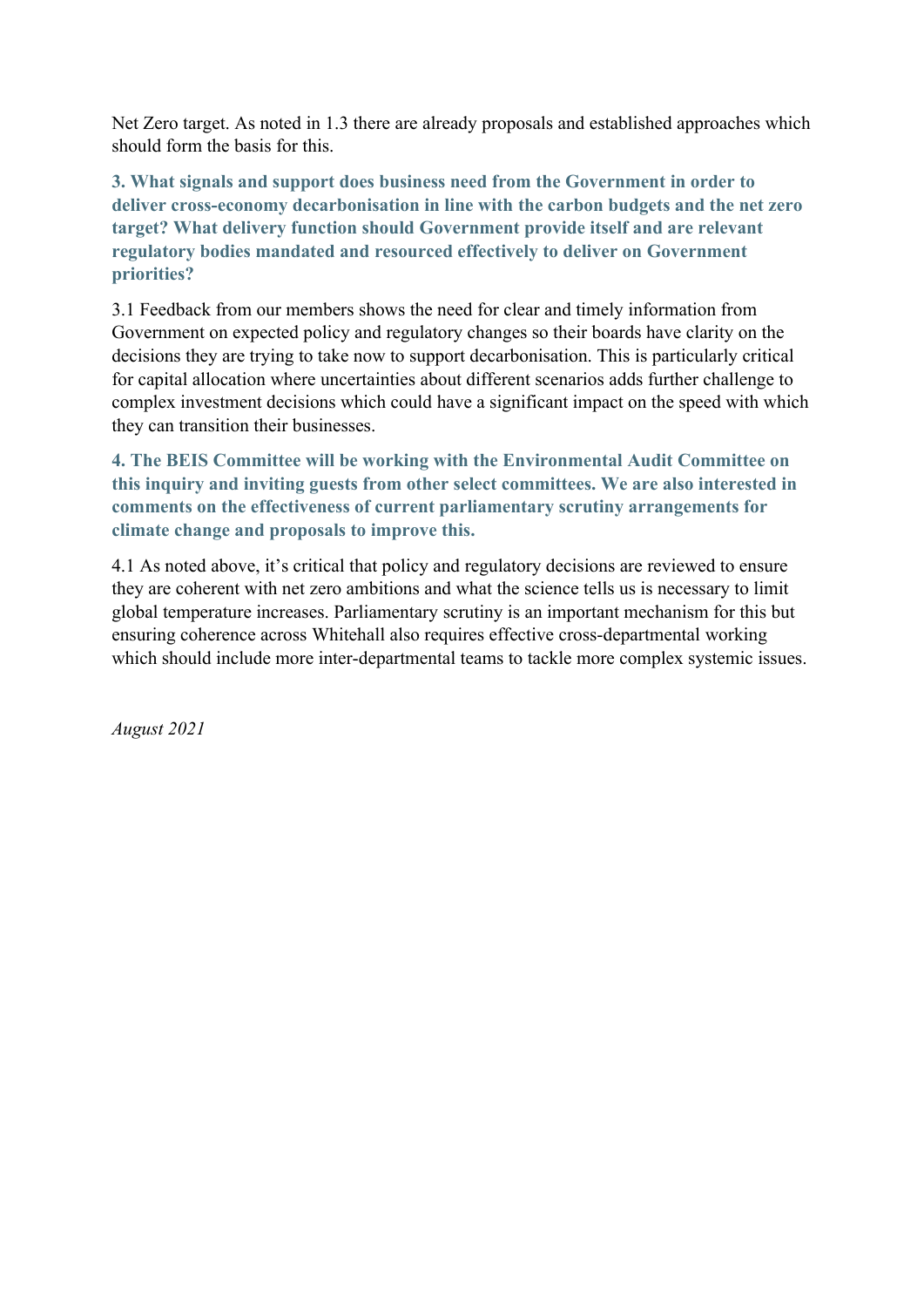Net Zero target. As noted in 1.3 there are already proposals and established approaches which should form the basis for this.

**3. What signals and support does business need from the Government in order to deliver cross-economy decarbonisation in line with the carbon budgets and the net zero target? What delivery function should Government provide itself and are relevant regulatory bodies mandated and resourced effectively to deliver on Government priorities?**

3.1 Feedback from our members shows the need for clear and timely information from Government on expected policy and regulatory changes so their boards have clarity on the decisions they are trying to take now to support decarbonisation. This is particularly critical for capital allocation where uncertainties about different scenarios adds further challenge to complex investment decisions which could have a significant impact on the speed with which they can transition their businesses.

**4. The BEIS Committee will be working with the Environmental Audit Committee on this inquiry and inviting guests from other select committees. We are also interested in comments on the effectiveness of current parliamentary scrutiny arrangements for climate change and proposals to improve this.**

4.1 As noted above, it's critical that policy and regulatory decisions are reviewed to ensure they are coherent with net zero ambitions and what the science tells us is necessary to limit global temperature increases. Parliamentary scrutiny is an important mechanism for this but ensuring coherence across Whitehall also requires effective cross-departmental working which should include more inter-departmental teams to tackle more complex systemic issues.

*August 2021*